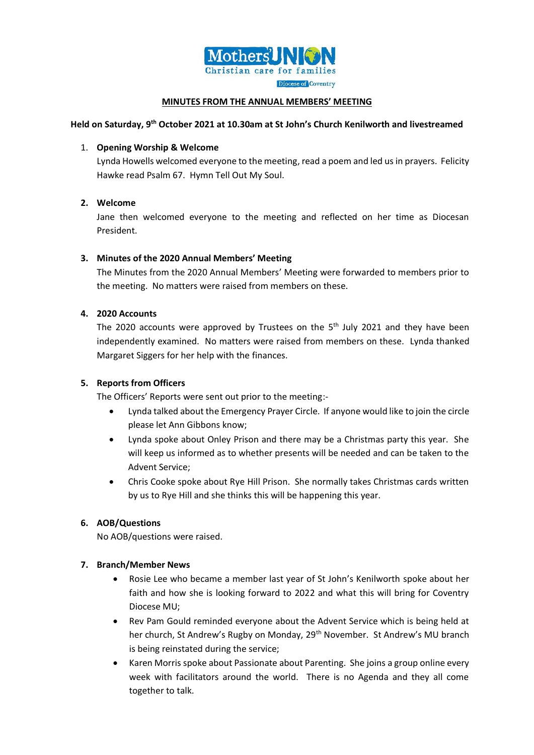Mothers' UNION
Christian care for families
Diocese of Coventry

## MINUTES FROM THE ANNUAL MEMBERS' MEETING

**Held on Saturday, 9th October 2021 at 10.30am at St John's Church Kenilworth and livestreamed**

1. **Opening Worship & Welcome**
   Lynda Howells welcomed everyone to the meeting, read a poem and led us in prayers. Felicity Hawke read Psalm 67. Hymn Tell Out My Soul.

2. **Welcome**
   Jane then welcomed everyone to the meeting and reflected on her time as Diocesan President.

3. **Minutes of the 2020 Annual Members' Meeting**
   The Minutes from the 2020 Annual Members' Meeting were forwarded to members prior to the meeting. No matters were raised from members on these.

4. **2020 Accounts**
   The 2020 accounts were approved by Trustees on the 5th July 2021 and they have been independently examined. No matters were raised from members on these. Lynda thanked Margaret Siggers for her help with the finances.

5. **Reports from Officers**
   The Officers' Reports were sent out prior to the meeting:-
   - Lynda talked about the Emergency Prayer Circle. If anyone would like to join the circle please let Ann Gibbons know;
   - Lynda spoke about Onley Prison and there may be a Christmas party this year. She will keep us informed as to whether presents will be needed and can be taken to the Advent Service;
   - Chris Cooke spoke about Rye Hill Prison. She normally takes Christmas cards written by us to Rye Hill and she thinks this will be happening this year.

6. **AOB/Questions**
   No AOB/questions were raised.

7. **Branch/Member News**
   - Rosie Lee who became a member last year of St John's Kenilworth spoke about her faith and how she is looking forward to 2022 and what this will bring for Coventry Diocese MU;
   - Rev Pam Gould reminded everyone about the Advent Service which is being held at her church, St Andrew's Rugby on Monday, 29th November. St Andrew's MU branch is being reinstated during the service;
   - Karen Morris spoke about Passionate about Parenting. She joins a group online every week with facilitators around the world. There is no Agenda and they all come together to talk.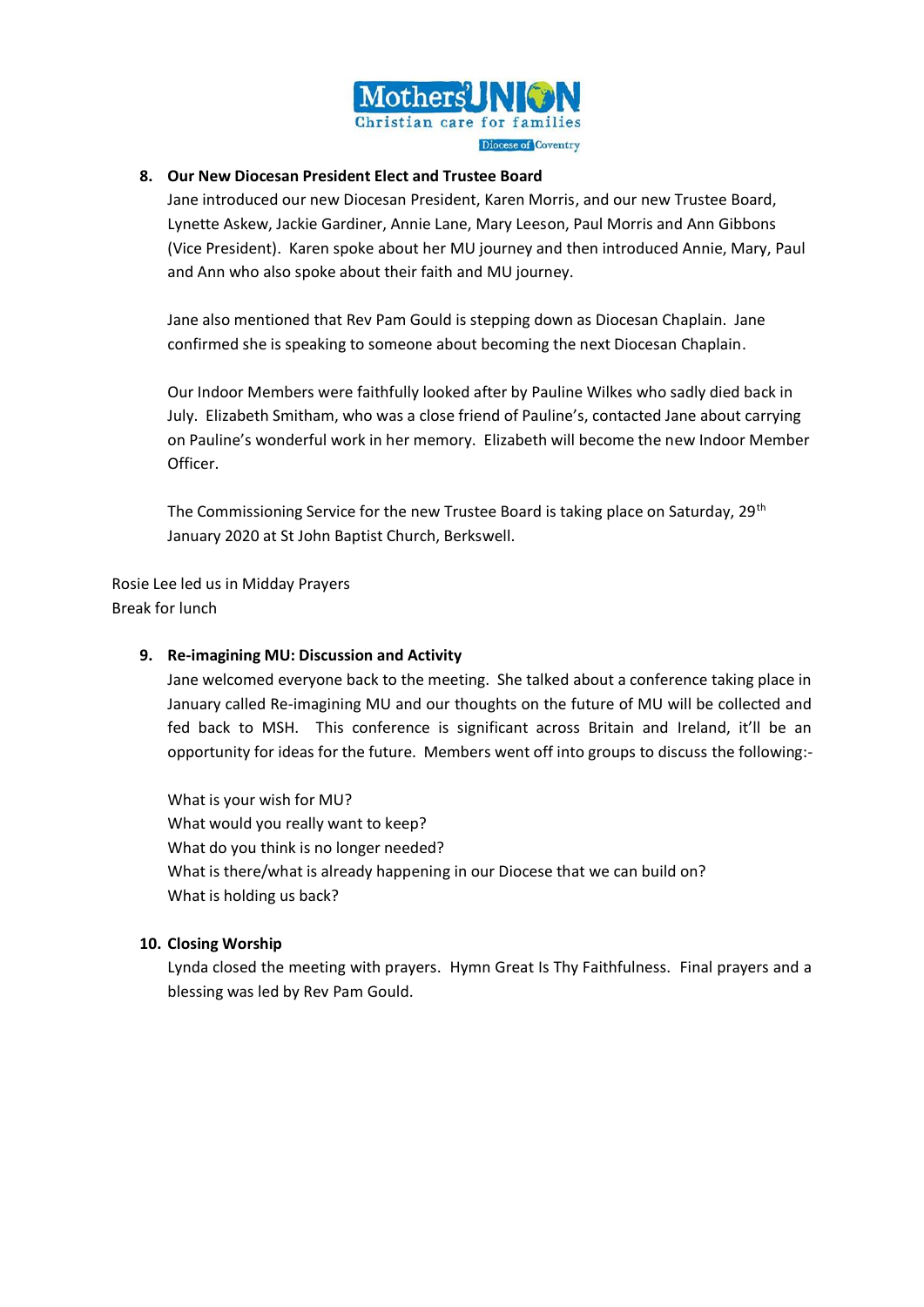8. **Our New Diocesan President Elect and Trustee Board**

   Jane introduced our new Diocesan President, Karen Morris, and our new Trustee Board, Lynette Askew, Jackie Gardiner, Annie Lane, Mary Leeson, Paul Morris and Ann Gibbons (Vice President). Karen spoke about her MU journey and then introduced Annie, Mary, Paul and Ann who also spoke about their faith and MU journey.

   Jane also mentioned that Rev Pam Gould is stepping down as Diocesan Chaplain. Jane confirmed she is speaking to someone about becoming the next Diocesan Chaplain.

   Our Indoor Members were faithfully looked after by Pauline Wilkes who sadly died back in July. Elizabeth Smitham, who was a close friend of Pauline's, contacted Jane about carrying on Pauline's wonderful work in her memory. Elizabeth will become the new Indoor Member Officer.

   The Commissioning Service for the new Trustee Board is taking place on Saturday, 29th January 2020 at St John Baptist Church, Berkswell.

Rosie Lee led us in Midday Prayers
Break for lunch

9. **Re-imagining MU: Discussion and Activity**

   Jane welcomed everyone back to the meeting. She talked about a conference taking place in January called Re-imagining MU and our thoughts on the future of MU will be collected and fed back to MSH. This conference is significant across Britain and Ireland, it'll be an opportunity for ideas for the future. Members went off into groups to discuss the following:-

   What is your wish for MU?
   What would you really want to keep?
   What do you think is no longer needed?
   What is there/what is already happening in our Diocese that we can build on?
   What is holding us back?

10. **Closing Worship**

    Lynda closed the meeting with prayers. Hymn Great Is Thy Faithfulness. Final prayers and a blessing was led by Rev Pam Gould.